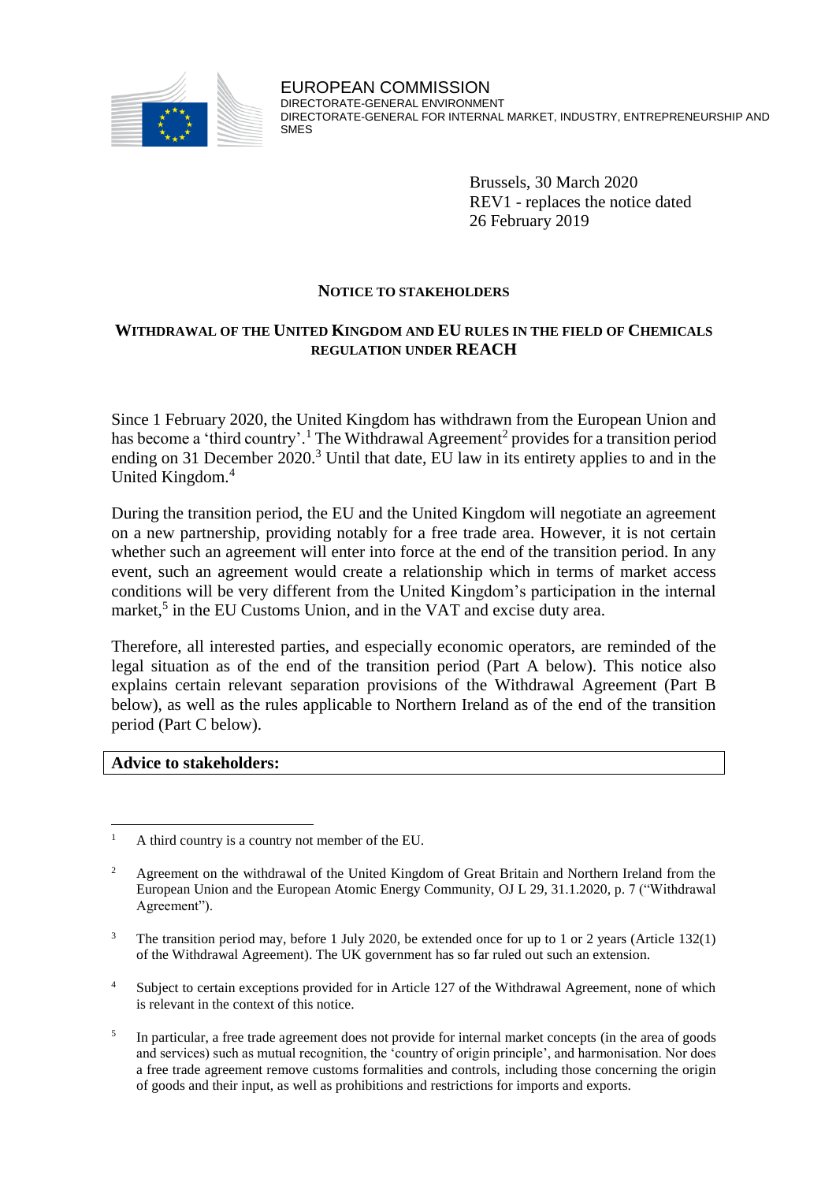EUROPEAN COMMISSION
DIRECTORATE-GENERAL ENVIRONMENT
DIRECTORATE-GENERAL FOR INTERNAL MARKET, INDUSTRY, ENTREPRENEURSHIP AND SMES

Brussels, 30 March 2020
REV1 - replaces the notice dated 26 February 2019

# NOTICE TO STAKEHOLDERS

## WITHDRAWAL OF THE UNITED KINGDOM AND EU RULES IN THE FIELD OF CHEMICALS REGULATION UNDER REACH

Since 1 February 2020, the United Kingdom has withdrawn from the European Union and has become a 'third country'.[1] The Withdrawal Agreement[2] provides for a transition period ending on 31 December 2020.[3] Until that date, EU law in its entirety applies to and in the United Kingdom.[4]

During the transition period, the EU and the United Kingdom will negotiate an agreement on a new partnership, providing notably for a free trade area. However, it is not certain whether such an agreement will enter into force at the end of the transition period. In any event, such an agreement would create a relationship which in terms of market access conditions will be very different from the United Kingdom's participation in the internal market,[5] in the EU Customs Union, and in the VAT and excise duty area.

Therefore, all interested parties, and especially economic operators, are reminded of the legal situation as of the end of the transition period (Part A below). This notice also explains certain relevant separation provisions of the Withdrawal Agreement (Part B below), as well as the rules applicable to Northern Ireland as of the end of the transition period (Part C below).

**Advice to stakeholders:**

---

[1] A third country is a country not member of the EU.

[2] Agreement on the withdrawal of the United Kingdom of Great Britain and Northern Ireland from the European Union and the European Atomic Energy Community, OJ L 29, 31.1.2020, p. 7 ("Withdrawal Agreement").

[3] The transition period may, before 1 July 2020, be extended once for up to 1 or 2 years (Article 132(1) of the Withdrawal Agreement). The UK government has so far ruled out such an extension.

[4] Subject to certain exceptions provided for in Article 127 of the Withdrawal Agreement, none of which is relevant in the context of this notice.

[5] In particular, a free trade agreement does not provide for internal market concepts (in the area of goods and services) such as mutual recognition, the 'country of origin principle', and harmonisation. Nor does a free trade agreement remove customs formalities and controls, including those concerning the origin of goods and their input, as well as prohibitions and restrictions for imports and exports.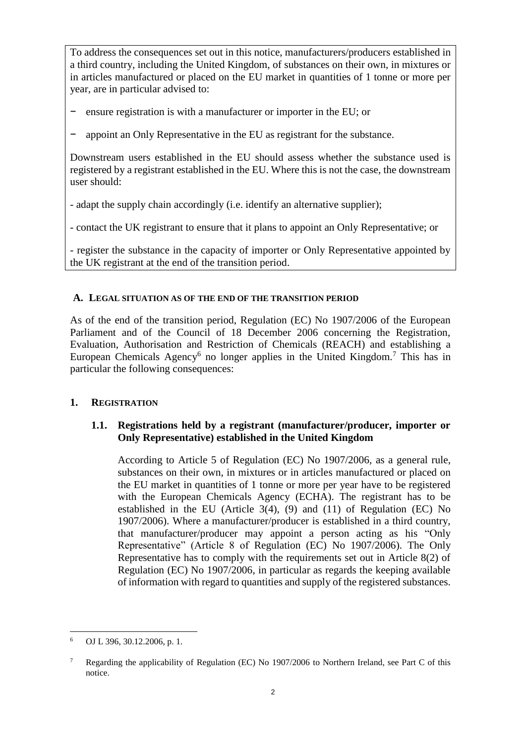To address the consequences set out in this notice, manufacturers/producers established in a third country, including the United Kingdom, of substances on their own, in mixtures or in articles manufactured or placed on the EU market in quantities of 1 tonne or more per year, are in particular advised to:

- ensure registration is with a manufacturer or importer in the EU; or
- appoint an Only Representative in the EU as registrant for the substance.

Downstream users established in the EU should assess whether the substance used is registered by a registrant established in the EU. Where this is not the case, the downstream user should:

- adapt the supply chain accordingly (i.e. identify an alternative supplier);
- contact the UK registrant to ensure that it plans to appoint an Only Representative; or
- register the substance in the capacity of importer or Only Representative appointed by the UK registrant at the end of the transition period.

## A. LEGAL SITUATION AS OF THE END OF THE TRANSITION PERIOD

As of the end of the transition period, Regulation (EC) No 1907/2006 of the European Parliament and of the Council of 18 December 2006 concerning the Registration, Evaluation, Authorisation and Restriction of Chemicals (REACH) and establishing a European Chemicals Agency[6] no longer applies in the United Kingdom.[7] This has in particular the following consequences:

## 1. REGISTRATION

### 1.1. Registrations held by a registrant (manufacturer/producer, importer or Only Representative) established in the United Kingdom

According to Article 5 of Regulation (EC) No 1907/2006, as a general rule, substances on their own, in mixtures or in articles manufactured or placed on the EU market in quantities of 1 tonne or more per year have to be registered with the European Chemicals Agency (ECHA). The registrant has to be established in the EU (Article 3(4), (9) and (11) of Regulation (EC) No 1907/2006). Where a manufacturer/producer is established in a third country, that manufacturer/producer may appoint a person acting as his "Only Representative" (Article 8 of Regulation (EC) No 1907/2006). The Only Representative has to comply with the requirements set out in Article 8(2) of Regulation (EC) No 1907/2006, in particular as regards the keeping available of information with regard to quantities and supply of the registered substances.

---

[6] OJ L 396, 30.12.2006, p. 1.

[7] Regarding the applicability of Regulation (EC) No 1907/2006 to Northern Ireland, see Part C of this notice.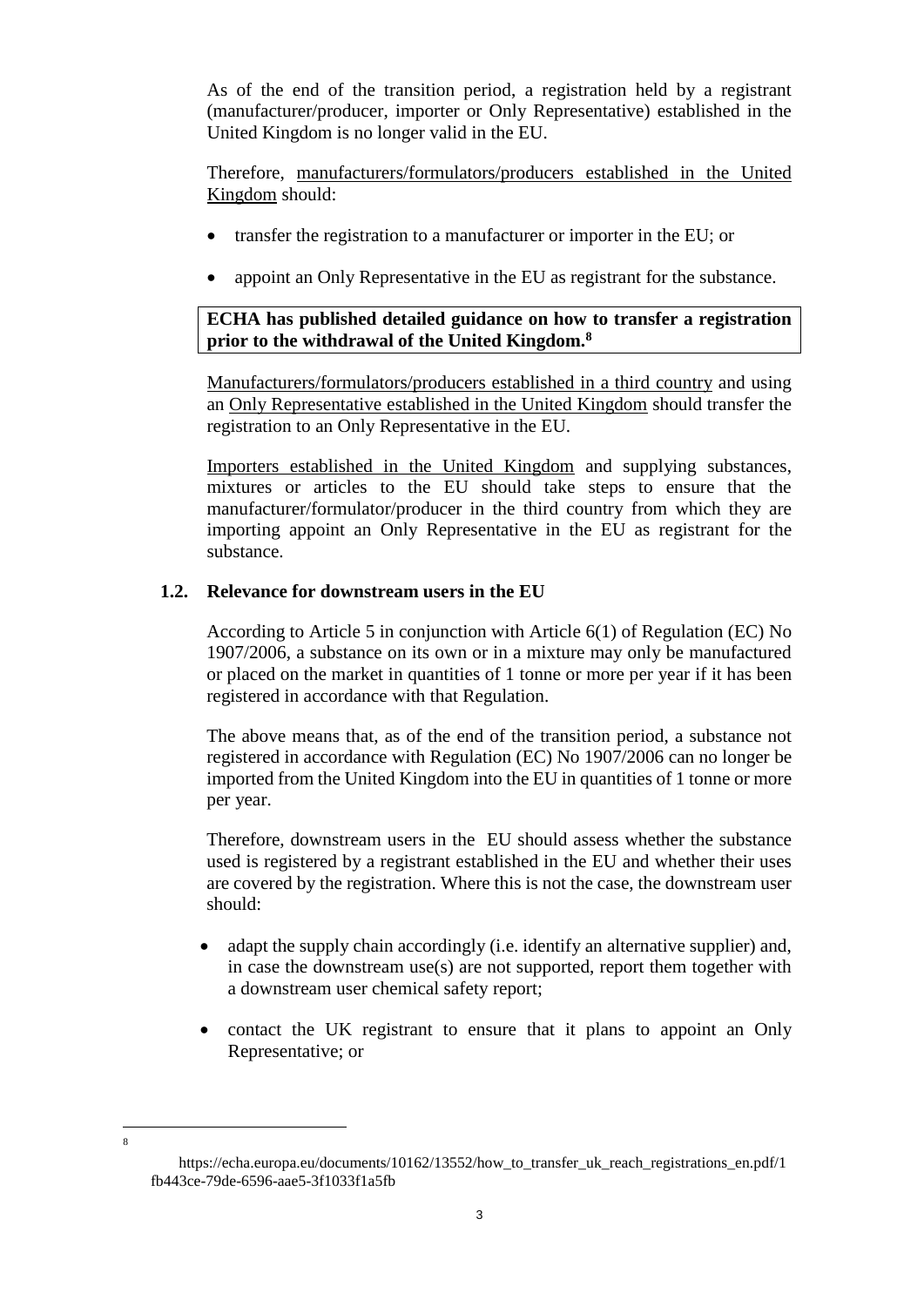As of the end of the transition period, a registration held by a registrant (manufacturer/producer, importer or Only Representative) established in the United Kingdom is no longer valid in the EU.

Therefore, manufacturers/formulators/producers established in the United Kingdom should:

- transfer the registration to a manufacturer or importer in the EU; or
- appoint an Only Representative in the EU as registrant for the substance.

**ECHA has published detailed guidance on how to transfer a registration prior to the withdrawal of the United Kingdom.[8]**

Manufacturers/formulators/producers established in a third country and using an Only Representative established in the United Kingdom should transfer the registration to an Only Representative in the EU.

Importers established in the United Kingdom and supplying substances, mixtures or articles to the EU should take steps to ensure that the manufacturer/formulator/producer in the third country from which they are importing appoint an Only Representative in the EU as registrant for the substance.

### 1.2. Relevance for downstream users in the EU

According to Article 5 in conjunction with Article 6(1) of Regulation (EC) No 1907/2006, a substance on its own or in a mixture may only be manufactured or placed on the market in quantities of 1 tonne or more per year if it has been registered in accordance with that Regulation.

The above means that, as of the end of the transition period, a substance not registered in accordance with Regulation (EC) No 1907/2006 can no longer be imported from the United Kingdom into the EU in quantities of 1 tonne or more per year.

Therefore, downstream users in the EU should assess whether the substance used is registered by a registrant established in the EU and whether their uses are covered by the registration. Where this is not the case, the downstream user should:

- adapt the supply chain accordingly (i.e. identify an alternative supplier) and, in case the downstream use(s) are not supported, report them together with a downstream user chemical safety report;
- contact the UK registrant to ensure that it plans to appoint an Only Representative; or

---

[8] https://echa.europa.eu/documents/10162/13552/how_to_transfer_uk_reach_registrations_en.pdf/1fb443ce-79de-6596-aae5-3f1033f1a5fb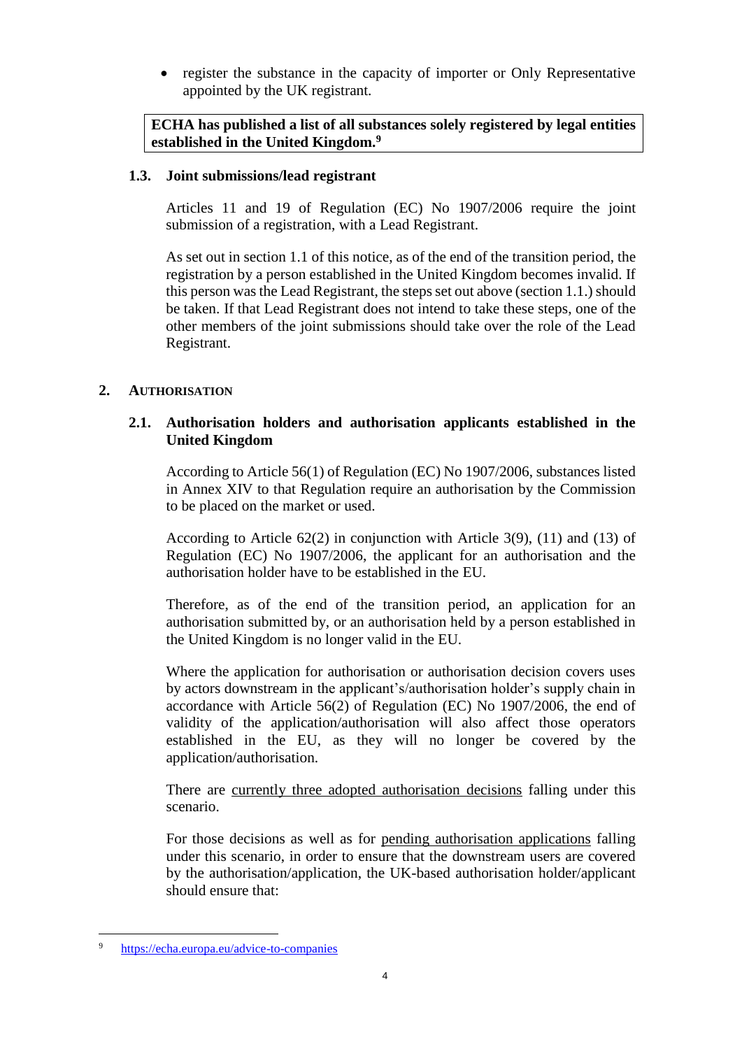- register the substance in the capacity of importer or Only Representative appointed by the UK registrant.

**ECHA has published a list of all substances solely registered by legal entities established in the United Kingdom.[9]**

### 1.3. Joint submissions/lead registrant

Articles 11 and 19 of Regulation (EC) No 1907/2006 require the joint submission of a registration, with a Lead Registrant.

As set out in section 1.1 of this notice, as of the end of the transition period, the registration by a person established in the United Kingdom becomes invalid. If this person was the Lead Registrant, the steps set out above (section 1.1.) should be taken. If that Lead Registrant does not intend to take these steps, one of the other members of the joint submissions should take over the role of the Lead Registrant.

## 2. AUTHORISATION

### 2.1. Authorisation holders and authorisation applicants established in the United Kingdom

According to Article 56(1) of Regulation (EC) No 1907/2006, substances listed in Annex XIV to that Regulation require an authorisation by the Commission to be placed on the market or used.

According to Article 62(2) in conjunction with Article 3(9), (11) and (13) of Regulation (EC) No 1907/2006, the applicant for an authorisation and the authorisation holder have to be established in the EU.

Therefore, as of the end of the transition period, an application for an authorisation submitted by, or an authorisation held by a person established in the United Kingdom is no longer valid in the EU.

Where the application for authorisation or authorisation decision covers uses by actors downstream in the applicant's/authorisation holder's supply chain in accordance with Article 56(2) of Regulation (EC) No 1907/2006, the end of validity of the application/authorisation will also affect those operators established in the EU, as they will no longer be covered by the application/authorisation.

There are currently three adopted authorisation decisions falling under this scenario.

For those decisions as well as for pending authorisation applications falling under this scenario, in order to ensure that the downstream users are covered by the authorisation/application, the UK-based authorisation holder/applicant should ensure that:

---

[9] https://echa.europa.eu/advice-to-companies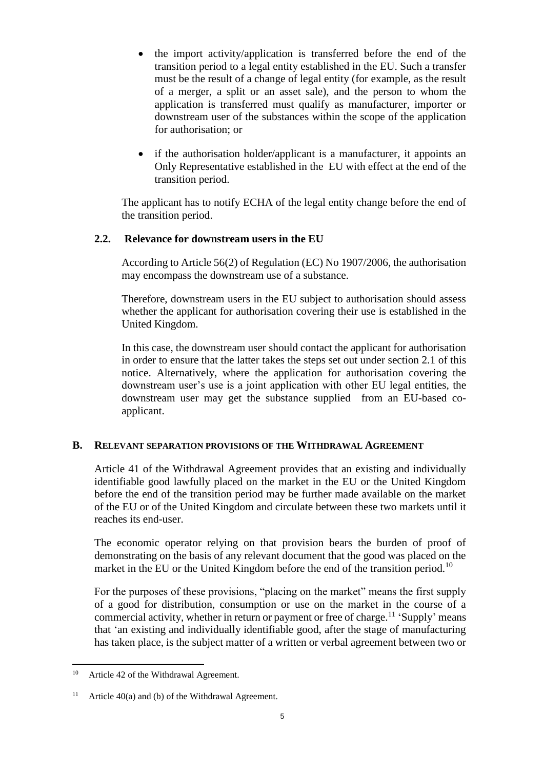- the import activity/application is transferred before the end of the transition period to a legal entity established in the EU. Such a transfer must be the result of a change of legal entity (for example, as the result of a merger, a split or an asset sale), and the person to whom the application is transferred must qualify as manufacturer, importer or downstream user of the substances within the scope of the application for authorisation; or

- if the authorisation holder/applicant is a manufacturer, it appoints an Only Representative established in the EU with effect at the end of the transition period.

The applicant has to notify ECHA of the legal entity change before the end of the transition period.

### 2.2. Relevance for downstream users in the EU

According to Article 56(2) of Regulation (EC) No 1907/2006, the authorisation may encompass the downstream use of a substance.

Therefore, downstream users in the EU subject to authorisation should assess whether the applicant for authorisation covering their use is established in the United Kingdom.

In this case, the downstream user should contact the applicant for authorisation in order to ensure that the latter takes the steps set out under section 2.1 of this notice. Alternatively, where the application for authorisation covering the downstream user's use is a joint application with other EU legal entities, the downstream user may get the substance supplied from an EU-based co-applicant.

## B. Relevant separation provisions of the Withdrawal Agreement

Article 41 of the Withdrawal Agreement provides that an existing and individually identifiable good lawfully placed on the market in the EU or the United Kingdom before the end of the transition period may be further made available on the market of the EU or of the United Kingdom and circulate between these two markets until it reaches its end-user.

The economic operator relying on that provision bears the burden of proof of demonstrating on the basis of any relevant document that the good was placed on the market in the EU or the United Kingdom before the end of the transition period.[10]

For the purposes of these provisions, "placing on the market" means the first supply of a good for distribution, consumption or use on the market in the course of a commercial activity, whether in return or payment or free of charge.[11] 'Supply' means that 'an existing and individually identifiable good, after the stage of manufacturing has taken place, is the subject matter of a written or verbal agreement between two or

[10] Article 42 of the Withdrawal Agreement.

[11] Article 40(a) and (b) of the Withdrawal Agreement.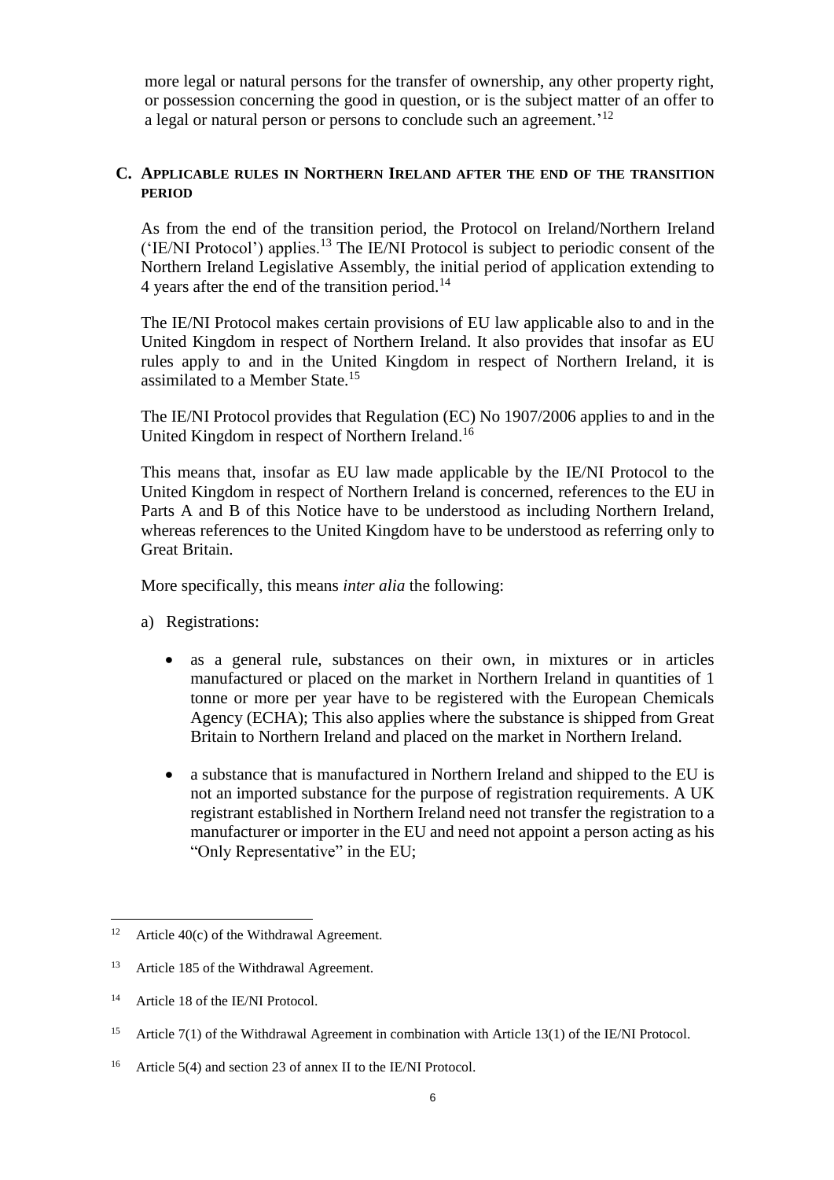more legal or natural persons for the transfer of ownership, any other property right, or possession concerning the good in question, or is the subject matter of an offer to a legal or natural person or persons to conclude such an agreement.'[12]

## C. APPLICABLE RULES IN NORTHERN IRELAND AFTER THE END OF THE TRANSITION PERIOD

As from the end of the transition period, the Protocol on Ireland/Northern Ireland ('IE/NI Protocol') applies.[13] The IE/NI Protocol is subject to periodic consent of the Northern Ireland Legislative Assembly, the initial period of application extending to 4 years after the end of the transition period.[14]

The IE/NI Protocol makes certain provisions of EU law applicable also to and in the United Kingdom in respect of Northern Ireland. It also provides that insofar as EU rules apply to and in the United Kingdom in respect of Northern Ireland, it is assimilated to a Member State.[15]

The IE/NI Protocol provides that Regulation (EC) No 1907/2006 applies to and in the United Kingdom in respect of Northern Ireland.[16]

This means that, insofar as EU law made applicable by the IE/NI Protocol to the United Kingdom in respect of Northern Ireland is concerned, references to the EU in Parts A and B of this Notice have to be understood as including Northern Ireland, whereas references to the United Kingdom have to be understood as referring only to Great Britain.

More specifically, this means *inter alia* the following:

a) Registrations:

- as a general rule, substances on their own, in mixtures or in articles manufactured or placed on the market in Northern Ireland in quantities of 1 tonne or more per year have to be registered with the European Chemicals Agency (ECHA); This also applies where the substance is shipped from Great Britain to Northern Ireland and placed on the market in Northern Ireland.
- a substance that is manufactured in Northern Ireland and shipped to the EU is not an imported substance for the purpose of registration requirements. A UK registrant established in Northern Ireland need not transfer the registration to a manufacturer or importer in the EU and need not appoint a person acting as his "Only Representative" in the EU;

---

[12] Article 40(c) of the Withdrawal Agreement.

[13] Article 185 of the Withdrawal Agreement.

[14] Article 18 of the IE/NI Protocol.

[15] Article 7(1) of the Withdrawal Agreement in combination with Article 13(1) of the IE/NI Protocol.

[16] Article 5(4) and section 23 of annex II to the IE/NI Protocol.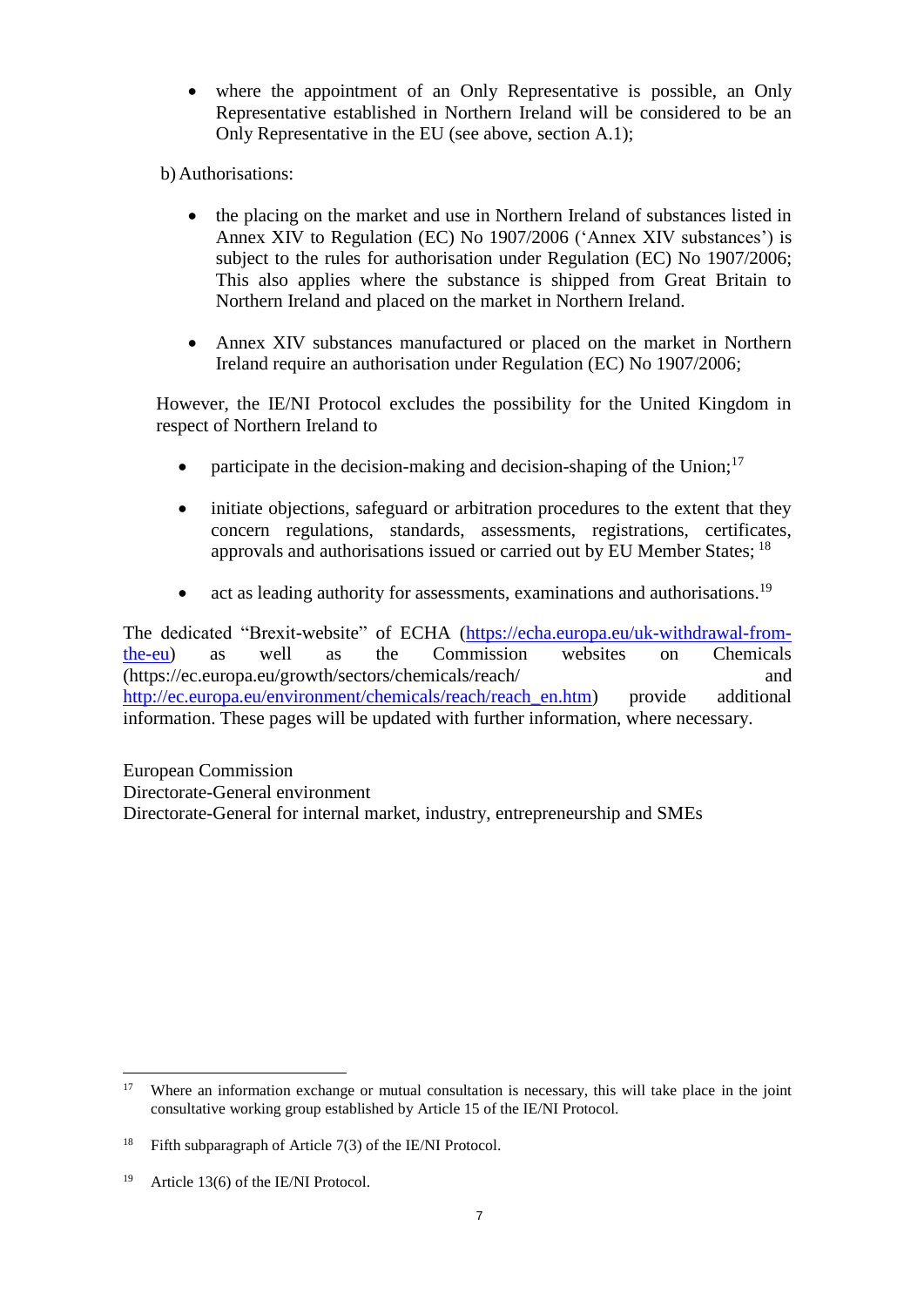- where the appointment of an Only Representative is possible, an Only Representative established in Northern Ireland will be considered to be an Only Representative in the EU (see above, section A.1);

b) Authorisations:

- the placing on the market and use in Northern Ireland of substances listed in Annex XIV to Regulation (EC) No 1907/2006 ('Annex XIV substances') is subject to the rules for authorisation under Regulation (EC) No 1907/2006; This also applies where the substance is shipped from Great Britain to Northern Ireland and placed on the market in Northern Ireland.

- Annex XIV substances manufactured or placed on the market in Northern Ireland require an authorisation under Regulation (EC) No 1907/2006;

However, the IE/NI Protocol excludes the possibility for the United Kingdom in respect of Northern Ireland to

- participate in the decision-making and decision-shaping of the Union;[17]

- initiate objections, safeguard or arbitration procedures to the extent that they concern regulations, standards, assessments, registrations, certificates, approvals and authorisations issued or carried out by EU Member States; [18]

- act as leading authority for assessments, examinations and authorisations.[19]

The dedicated "Brexit-website" of ECHA (https://echa.europa.eu/uk-withdrawal-from-the-eu) as well as the Commission websites on Chemicals (https://ec.europa.eu/growth/sectors/chemicals/reach/ and http://ec.europa.eu/environment/chemicals/reach/reach_en.htm) provide additional information. These pages will be updated with further information, where necessary.

European Commission
Directorate-General environment
Directorate-General for internal market, industry, entrepreneurship and SMEs

---

[17] Where an information exchange or mutual consultation is necessary, this will take place in the joint consultative working group established by Article 15 of the IE/NI Protocol.

[18] Fifth subparagraph of Article 7(3) of the IE/NI Protocol.

[19] Article 13(6) of the IE/NI Protocol.